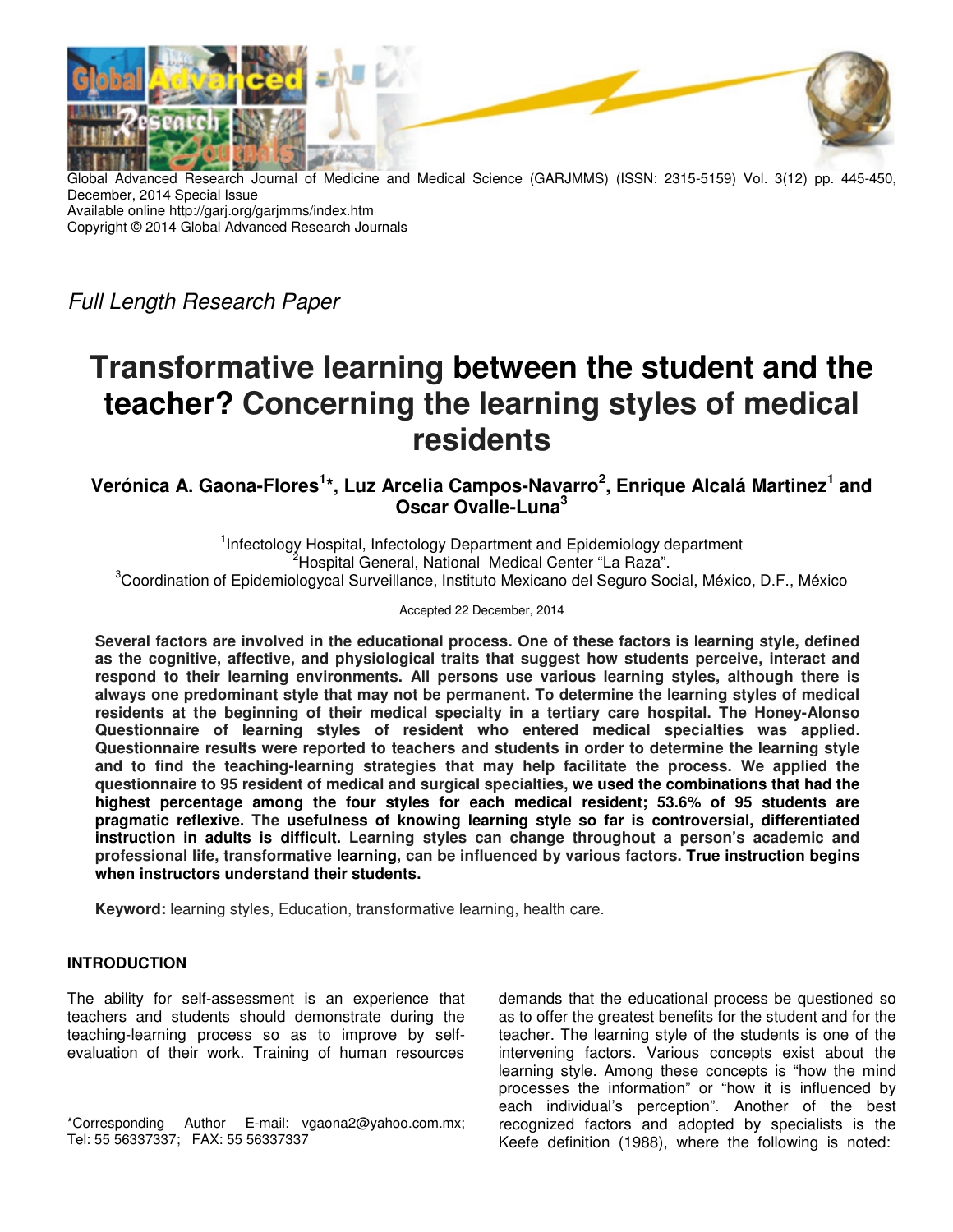Global Advanced Research Journal of Medicine and Medical Science (GARJMMS) (ISSN: 2315-5159) Vol. 3(12) pp. 445-450, December, 2014 Special Issue
Available online http://garj.org/garjmms/index.htm
Copyright © 2014 Global Advanced Research Journals

*Full Length Research Paper*

# Transformative learning between the student and the teacher? Concerning the learning styles of medical residents

**Verónica A. Gaona-Flores[1]*, Luz Arcelia Campos-Navarro[2], Enrique Alcalá Martinez[1] and Oscar Ovalle-Luna[3]**

[1]Infectology Hospital, Infectology Department and Epidemiology department
[2]Hospital General, National Medical Center "La Raza".
[3]Coordination of Epidemiologycal Surveillance, Instituto Mexicano del Seguro Social, México, D.F., México

Accepted 22 December, 2014

**Several factors are involved in the educational process. One of these factors is learning style, defined as the cognitive, affective, and physiological traits that suggest how students perceive, interact and respond to their learning environments. All persons use various learning styles, although there is always one predominant style that may not be permanent. To determine the learning styles of medical residents at the beginning of their medical specialty in a tertiary care hospital. The Honey-Alonso Questionnaire of learning styles of resident who entered medical specialties was applied. Questionnaire results were reported to teachers and students in order to determine the learning style and to find the teaching-learning strategies that may help facilitate the process. We applied the questionnaire to 95 resident of medical and surgical specialties, we used the combinations that had the highest percentage among the four styles for each medical resident; 53.6% of 95 students are pragmatic reflexive. The usefulness of knowing learning style so far is controversial, differentiated instruction in adults is difficult. Learning styles can change throughout a person's academic and professional life, transformative learning, can be influenced by various factors. True instruction begins when instructors understand their students.**

**Keyword:** learning styles, Education, transformative learning, health care.

## INTRODUCTION

The ability for self-assessment is an experience that teachers and students should demonstrate during the teaching-learning process so as to improve by self-evaluation of their work. Training of human resources demands that the educational process be questioned so as to offer the greatest benefits for the student and for the teacher. The learning style of the students is one of the intervening factors. Various concepts exist about the learning style. Among these concepts is "how the mind processes the information" or "how it is influenced by each individual's perception". Another of the best recognized factors and adopted by specialists is the Keefe definition (1988), where the following is noted:

*Corresponding Author E-mail: vgaona2@yahoo.com.mx; Tel: 55 56337337; FAX: 55 56337337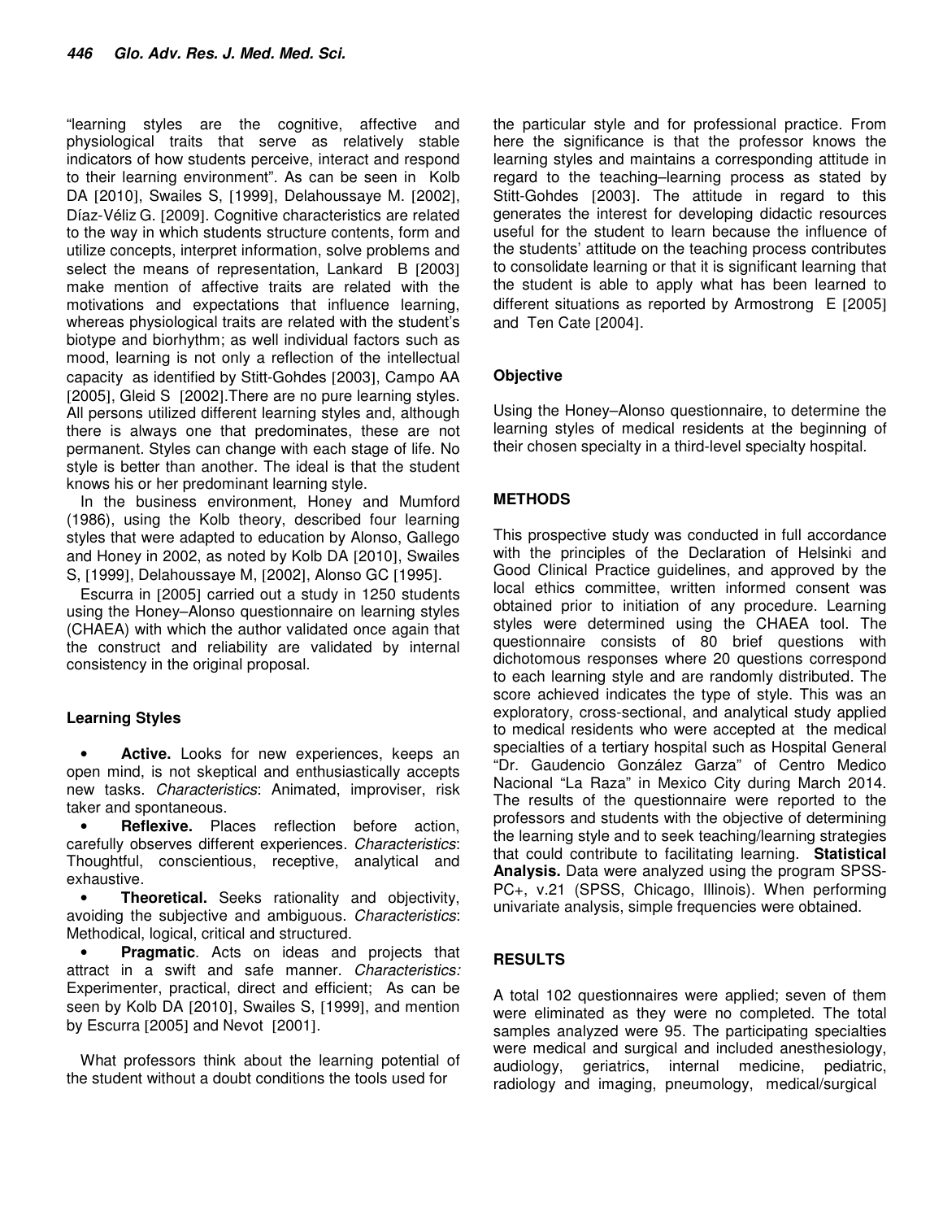"learning styles are the cognitive, affective and physiological traits that serve as relatively stable indicators of how students perceive, interact and respond to their learning environment". As can be seen in Kolb DA [2010], Swailes S, [1999], Delahoussaye M. [2002], Díaz-Véliz G. [2009]. Cognitive characteristics are related to the way in which students structure contents, form and utilize concepts, interpret information, solve problems and select the means of representation, Lankard B [2003] make mention of affective traits are related with the motivations and expectations that influence learning, whereas physiological traits are related with the student's biotype and biorhythm; as well individual factors such as mood, learning is not only a reflection of the intellectual capacity as identified by Stitt-Gohdes [2003], Campo AA [2005], Gleid S [2002].There are no pure learning styles. All persons utilized different learning styles and, although there is always one that predominates, these are not permanent. Styles can change with each stage of life. No style is better than another. The ideal is that the student knows his or her predominant learning style.

In the business environment, Honey and Mumford (1986), using the Kolb theory, described four learning styles that were adapted to education by Alonso, Gallego and Honey in 2002, as noted by Kolb DA [2010], Swailes S, [1999], Delahoussaye M, [2002], Alonso GC [1995].

Escurra in [2005] carried out a study in 1250 students using the Honey–Alonso questionnaire on learning styles (CHAEA) with which the author validated once again that the construct and reliability are validated by internal consistency in the original proposal.

### Learning Styles

- **Active.** Looks for new experiences, keeps an open mind, is not skeptical and enthusiastically accepts new tasks. *Characteristics*: Animated, improviser, risk taker and spontaneous.
- **Reflexive.** Places reflection before action, carefully observes different experiences. *Characteristics*: Thoughtful, conscientious, receptive, analytical and exhaustive.
- **Theoretical.** Seeks rationality and objectivity, avoiding the subjective and ambiguous. *Characteristics*: Methodical, logical, critical and structured.
- **Pragmatic**. Acts on ideas and projects that attract in a swift and safe manner. *Characteristics:* Experimenter, practical, direct and efficient; As can be seen by Kolb DA [2010], Swailes S, [1999], and mention by Escurra [2005] and Nevot [2001].

What professors think about the learning potential of the student without a doubt conditions the tools used for the particular style and for professional practice. From here the significance is that the professor knows the learning styles and maintains a corresponding attitude in regard to the teaching–learning process as stated by Stitt-Gohdes [2003]. The attitude in regard to this generates the interest for developing didactic resources useful for the student to learn because the influence of the students' attitude on the teaching process contributes to consolidate learning or that it is significant learning that the student is able to apply what has been learned to different situations as reported by Armostrong E [2005] and Ten Cate [2004].

### Objective

Using the Honey–Alonso questionnaire, to determine the learning styles of medical residents at the beginning of their chosen specialty in a third-level specialty hospital.

## METHODS

This prospective study was conducted in full accordance with the principles of the Declaration of Helsinki and Good Clinical Practice guidelines, and approved by the local ethics committee, written informed consent was obtained prior to initiation of any procedure. Learning styles were determined using the CHAEA tool. The questionnaire consists of 80 brief questions with dichotomous responses where 20 questions correspond to each learning style and are randomly distributed. The score achieved indicates the type of style. This was an exploratory, cross-sectional, and analytical study applied to medical residents who were accepted at the medical specialties of a tertiary hospital such as Hospital General "Dr. Gaudencio González Garza" of Centro Medico Nacional "La Raza" in Mexico City during March 2014. The results of the questionnaire were reported to the professors and students with the objective of determining the learning style and to seek teaching/learning strategies that could contribute to facilitating learning. **Statistical Analysis.** Data were analyzed using the program SPSS-PC+, v.21 (SPSS, Chicago, Illinois). When performing univariate analysis, simple frequencies were obtained.

## RESULTS

A total 102 questionnaires were applied; seven of them were eliminated as they were no completed. The total samples analyzed were 95. The participating specialties were medical and surgical and included anesthesiology, audiology, geriatrics, internal medicine, pediatric, radiology and imaging, pneumology, medical/surgical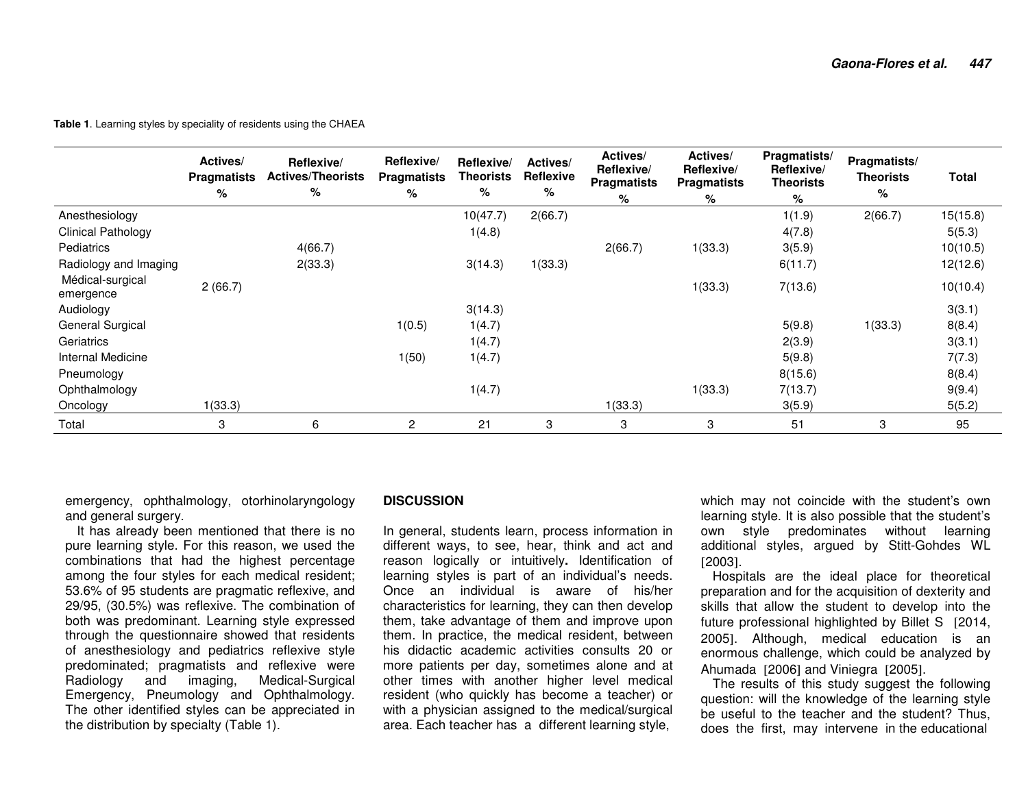**Table 1**. Learning styles by speciality of residents using the CHAEA

| | Actives/ Pragmatists % | Reflexive/ Actives/Theorists % | Reflexive/ Pragmatists % | Reflexive/ Theorists % | Actives/ Reflexive % | Actives/ Reflexive/ Pragmatists % | Actives/ Reflexive/ Pragmatists % | Pragmatists/ Reflexive/ Theorists % | Pragmatists/ Theorists % | Total |
|---|---|---|---|---|---|---|---|---|---|---|
| Anesthesiology | | | | 10(47.7) | 2(66.7) | | | 1(1.9) | 2(66.7) | 15(15.8) |
| Clinical Pathology | | | | 1(4.8) | | | | 4(7.8) | | 5(5.3) |
| Pediatrics | | 4(66.7) | | | | 2(66.7) | 1(33.3) | 3(5.9) | | 10(10.5) |
| Radiology and Imaging | | 2(33.3) | | 3(14.3) | 1(33.3) | | | 6(11.7) | | 12(12.6) |
| Médical-surgical emergence | 2 (66.7) | | | | | | 1(33.3) | 7(13.6) | | 10(10.4) |
| Audiology | | | | 3(14.3) | | | | | | 3(3.1) |
| General Surgical | | | 1(0.5) | 1(4.7) | | | | 5(9.8) | 1(33.3) | 8(8.4) |
| Geriatrics | | | | 1(4.7) | | | | 2(3.9) | | 3(3.1) |
| Internal Medicine | | | 1(50) | 1(4.7) | | | | 5(9.8) | | 7(7.3) |
| Pneumology | | | | | | | | 8(15.6) | | 8(8.4) |
| Ophthalmology | | | | 1(4.7) | | | 1(33.3) | 7(13.7) | | 9(9.4) |
| Oncology | 1(33.3) | | | | | 1(33.3) | | 3(5.9) | | 5(5.2) |
| Total | 3 | 6 | 2 | 21 | 3 | 3 | 3 | 51 | 3 | 95 |

emergency, ophthalmology, otorhinolaryngology and general surgery.

It has already been mentioned that there is no pure learning style. For this reason, we used the combinations that had the highest percentage among the four styles for each medical resident; 53.6% of 95 students are pragmatic reflexive, and 29/95, (30.5%) was reflexive. The combination of both was predominant. Learning style expressed through the questionnaire showed that residents of anesthesiology and pediatrics reflexive style predominated; pragmatists and reflexive were Radiology and imaging, Medical-Surgical Emergency, Pneumology and Ophthalmology. The other identified styles can be appreciated in the distribution by specialty (Table 1).

## DISCUSSION

In general, students learn, process information in different ways, to see, hear, think and act and reason logically or intuitively**.** Identification of learning styles is part of an individual's needs. Once an individual is aware of his/her characteristics for learning, they can then develop them, take advantage of them and improve upon them. In practice, the medical resident, between his didactic academic activities consults 20 or more patients per day, sometimes alone and at other times with another higher level medical resident (who quickly has become a teacher) or with a physician assigned to the medical/surgical area. Each teacher has a different learning style, which may not coincide with the student's own learning style. It is also possible that the student's own style predominates without learning additional styles, argued by Stitt-Gohdes WL [2003].

Hospitals are the ideal place for theoretical preparation and for the acquisition of dexterity and skills that allow the student to develop into the future professional highlighted by Billet S [2014, 2005]. Although, medical education is an enormous challenge, which could be analyzed by Ahumada [2006] and Viniegra [2005].

The results of this study suggest the following question: will the knowledge of the learning style be useful to the teacher and the student? Thus, does the first, may intervene in the educational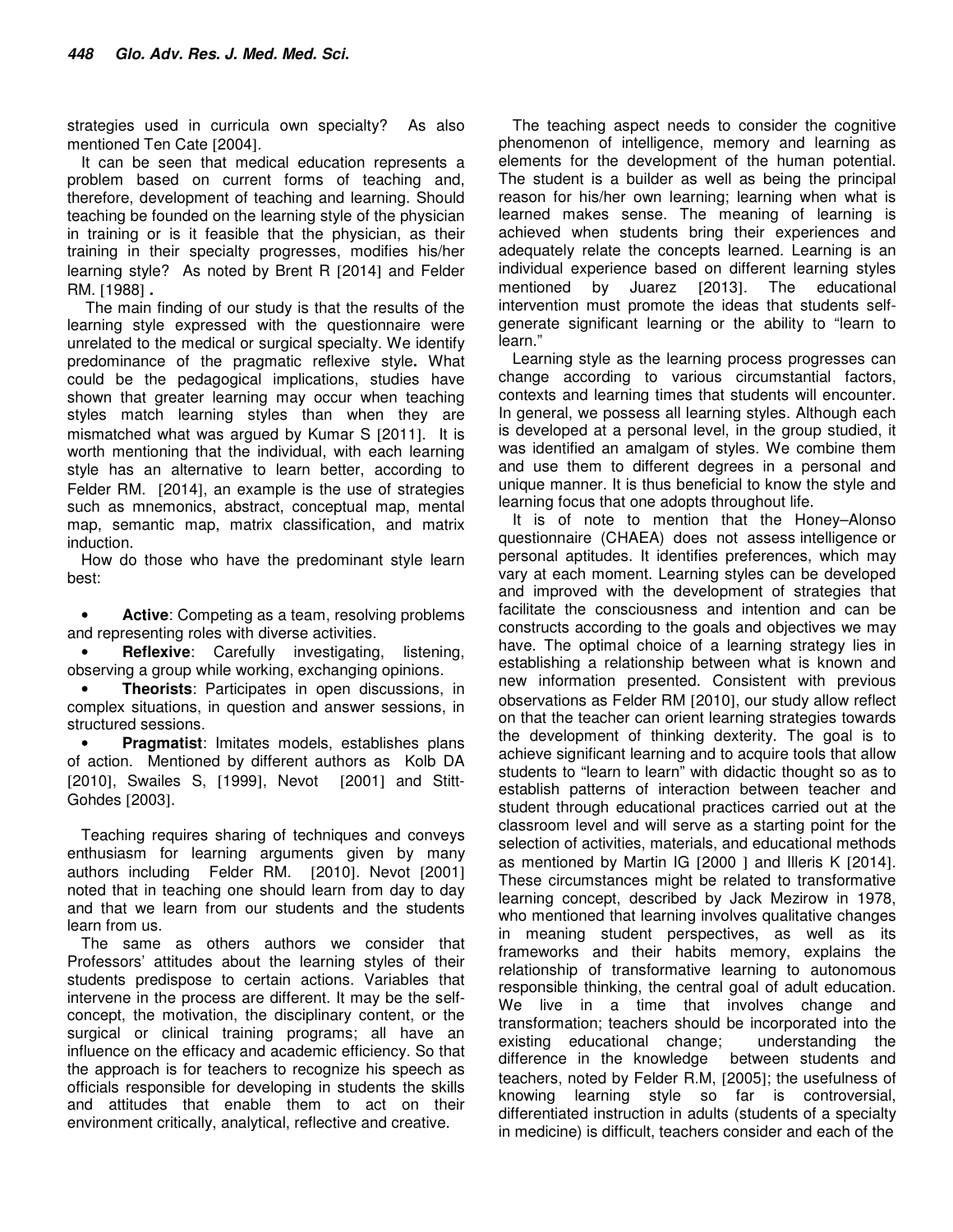strategies used in curricula own specialty? As also mentioned Ten Cate [2004].

It can be seen that medical education represents a problem based on current forms of teaching and, therefore, development of teaching and learning. Should teaching be founded on the learning style of the physician in training or is it feasible that the physician, as their training in their specialty progresses, modifies his/her learning style? As noted by Brent R [2014] and Felder RM. [1988] **.**

The main finding of our study is that the results of the learning style expressed with the questionnaire were unrelated to the medical or surgical specialty. We identify predominance of the pragmatic reflexive style**.** What could be the pedagogical implications, studies have shown that greater learning may occur when teaching styles match learning styles than when they are mismatched what was argued by Kumar S [2011]. It is worth mentioning that the individual, with each learning style has an alternative to learn better, according to Felder RM. [2014], an example is the use of strategies such as mnemonics, abstract, conceptual map, mental map, semantic map, matrix classification, and matrix induction.

How do those who have the predominant style learn best:

- **Active**: Competing as a team, resolving problems and representing roles with diverse activities.
- **Reflexive**: Carefully investigating, listening, observing a group while working, exchanging opinions.
- **Theorists**: Participates in open discussions, in complex situations, in question and answer sessions, in structured sessions.
- **Pragmatist**: Imitates models, establishes plans of action. Mentioned by different authors as Kolb DA [2010], Swailes S, [1999], Nevot [2001] and Stitt-Gohdes [2003].

Teaching requires sharing of techniques and conveys enthusiasm for learning arguments given by many authors including Felder RM. [2010]. Nevot [2001] noted that in teaching one should learn from day to day and that we learn from our students and the students learn from us.

The same as others authors we consider that Professors' attitudes about the learning styles of their students predispose to certain actions. Variables that intervene in the process are different. It may be the self-concept, the motivation, the disciplinary content, or the surgical or clinical training programs; all have an influence on the efficacy and academic efficiency. So that the approach is for teachers to recognize his speech as officials responsible for developing in students the skills and attitudes that enable them to act on their environment critically, analytical, reflective and creative.

The teaching aspect needs to consider the cognitive phenomenon of intelligence, memory and learning as elements for the development of the human potential. The student is a builder as well as being the principal reason for his/her own learning; learning when what is learned makes sense. The meaning of learning is achieved when students bring their experiences and adequately relate the concepts learned. Learning is an individual experience based on different learning styles mentioned by Juarez [2013]. The educational intervention must promote the ideas that students self-generate significant learning or the ability to "learn to learn."

Learning style as the learning process progresses can change according to various circumstantial factors, contexts and learning times that students will encounter. In general, we possess all learning styles. Although each is developed at a personal level, in the group studied, it was identified an amalgam of styles. We combine them and use them to different degrees in a personal and unique manner. It is thus beneficial to know the style and learning focus that one adopts throughout life.

It is of note to mention that the Honey–Alonso questionnaire (CHAEA) does not assess intelligence or personal aptitudes. It identifies preferences, which may vary at each moment. Learning styles can be developed and improved with the development of strategies that facilitate the consciousness and intention and can be constructs according to the goals and objectives we may have. The optimal choice of a learning strategy lies in establishing a relationship between what is known and new information presented. Consistent with previous observations as Felder RM [2010], our study allow reflect on that the teacher can orient learning strategies towards the development of thinking dexterity. The goal is to achieve significant learning and to acquire tools that allow students to "learn to learn" with didactic thought so as to establish patterns of interaction between teacher and student through educational practices carried out at the classroom level and will serve as a starting point for the selection of activities, materials, and educational methods as mentioned by Martin IG [2000 ] and Illeris K [2014]. These circumstances might be related to transformative learning concept, described by Jack Mezirow in 1978, who mentioned that learning involves qualitative changes in meaning student perspectives, as well as its frameworks and their habits memory, explains the relationship of transformative learning to autonomous responsible thinking, the central goal of adult education. We live in a time that involves change and transformation; teachers should be incorporated into the existing educational change; understanding the difference in the knowledge between students and teachers, noted by Felder R.M, [2005]; the usefulness of knowing learning style so far is controversial, differentiated instruction in adults (students of a specialty in medicine) is difficult, teachers consider and each of the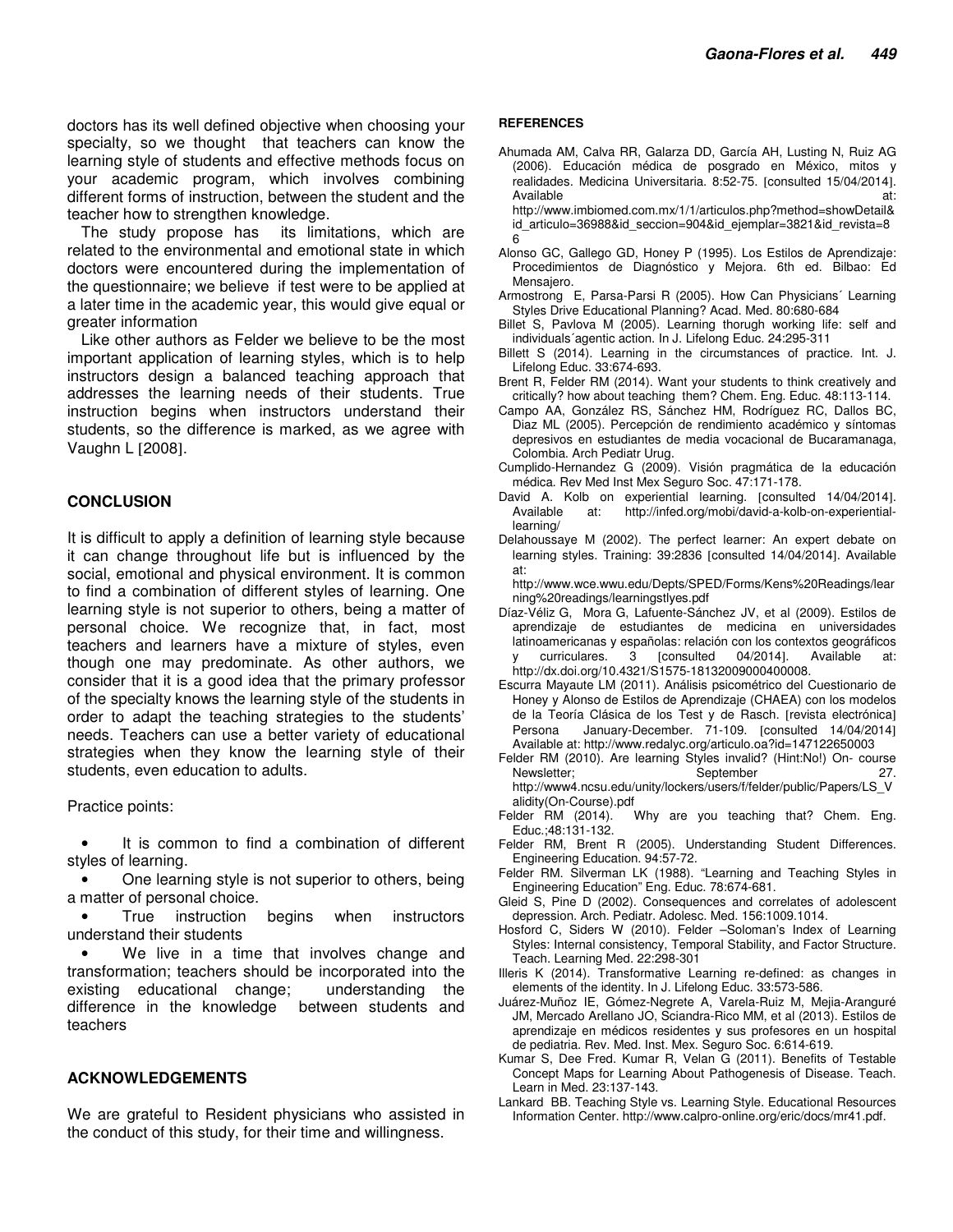doctors has its well defined objective when choosing your specialty, so we thought that teachers can know the learning style of students and effective methods focus on your academic program, which involves combining different forms of instruction, between the student and the teacher how to strengthen knowledge.

The study propose has its limitations, which are related to the environmental and emotional state in which doctors were encountered during the implementation of the questionnaire; we believe if test were to be applied at a later time in the academic year, this would give equal or greater information

Like other authors as Felder we believe to be the most important application of learning styles, which is to help instructors design a balanced teaching approach that addresses the learning needs of their students. True instruction begins when instructors understand their students, so the difference is marked, as we agree with Vaughn L [2008].

## CONCLUSION

It is difficult to apply a definition of learning style because it can change throughout life but is influenced by the social, emotional and physical environment. It is common to find a combination of different styles of learning. One learning style is not superior to others, being a matter of personal choice. We recognize that, in fact, most teachers and learners have a mixture of styles, even though one may predominate. As other authors, we consider that it is a good idea that the primary professor of the specialty knows the learning style of the students in order to adapt the teaching strategies to the students' needs. Teachers can use a better variety of educational strategies when they know the learning style of their students, even education to adults.

Practice points:

- It is common to find a combination of different styles of learning.
- One learning style is not superior to others, being a matter of personal choice.
- True instruction begins when instructors understand their students
- We live in a time that involves change and transformation; teachers should be incorporated into the existing educational change; understanding the difference in the knowledge between students and teachers

## ACKNOWLEDGEMENTS

We are grateful to Resident physicians who assisted in the conduct of this study, for their time and willingness.

## REFERENCES

Ahumada AM, Calva RR, Galarza DD, García AH, Lusting N, Ruiz AG (2006). Educación médica de posgrado en México, mitos y realidades. Medicina Universitaria. 8:52-75. [consulted 15/04/2014]. Available at: http://www.imbiomed.com.mx/1/1/articulos.php?method=showDetail&id_articulo=36988&id_seccion=904&id_ejemplar=3821&id_revista=86

Alonso GC, Gallego GD, Honey P (1995). Los Estilos de Aprendizaje: Procedimientos de Diagnóstico y Mejora. 6th ed. Bilbao: Ed Mensajero.

Armostrong E, Parsa-Parsi R (2005). How Can Physicians´ Learning Styles Drive Educational Planning? Acad. Med. 80:680-684

Billet S, Pavlova M (2005). Learning thorugh working life: self and individuals´agentic action. In J. Lifelong Educ. 24:295-311

Billett S (2014). Learning in the circumstances of practice. Int. J. Lifelong Educ. 33:674-693.

Brent R, Felder RM (2014). Want your students to think creatively and critically? how about teaching them? Chem. Eng. Educ. 48:113-114.

Campo AA, González RS, Sánchez HM, Rodríguez RC, Dallos BC, Diaz ML (2005). Percepción de rendimiento académico y síntomas depresivos en estudiantes de media vocacional de Bucaramanaga, Colombia. Arch Pediatr Urug.

Cumplido-Hernandez G (2009). Visión pragmática de la educación médica. Rev Med Inst Mex Seguro Soc. 47:171-178.

David A. Kolb on experiential learning. [consulted 14/04/2014]. Available at: http://infed.org/mobi/david-a-kolb-on-experiential-learning/

Delahoussaye M (2002). The perfect learner: An expert debate on learning styles. Training: 39:2836 [consulted 14/04/2014]. Available at: http://www.wce.wwu.edu/Depts/SPED/Forms/Kens%20Readings/learning%20readings/learningstlyes.pdf

Díaz-Véliz G, Mora G, Lafuente-Sánchez JV, et al (2009). Estilos de aprendizaje de estudiantes de medicina en universidades latinoamericanas y españolas: relación con los contextos geográficos y curriculares. 3 [consulted 04/2014]. Available at: http://dx.doi.org/10.4321/S1575-18132009000400008.

Escurra Mayaute LM (2011). Análisis psicométrico del Cuestionario de Honey y Alonso de Estilos de Aprendizaje (CHAEA) con los modelos de la Teoría Clásica de los Test y de Rasch. [revista electrónica] Persona January-December. 71-109. [consulted 14/04/2014] Available at: http://www.redalyc.org/articulo.oa?id=147122650003

Felder RM (2010). Are learning Styles invalid? (Hint:No!) On- course Newsletter; September 27. http://www4.ncsu.edu/unity/lockers/users/f/felder/public/Papers/LS_Validity(On-Course).pdf

Felder RM (2014). Why are you teaching that? Chem. Eng. Educ.;48:131-132.

Felder RM, Brent R (2005). Understanding Student Differences. Engineering Education. 94:57-72.

Felder RM. Silverman LK (1988). "Learning and Teaching Styles in Engineering Education" Eng. Educ. 78:674-681.

Gleid S, Pine D (2002). Consequences and correlates of adolescent depression. Arch. Pediatr. Adolesc. Med. 156:1009.1014.

Hosford C, Siders W (2010). Felder –Soloman's Index of Learning Styles: Internal consistency, Temporal Stability, and Factor Structure. Teach. Learning Med. 22:298-301

Illeris K (2014). Transformative Learning re-defined: as changes in elements of the identity. In J. Lifelong Educ. 33:573-586.

Juárez-Muñoz IE, Gómez-Negrete A, Varela-Ruiz M, Mejia-Aranguré JM, Mercado Arellano JO, Sciandra-Rico MM, et al (2013). Estilos de aprendizaje en médicos residentes y sus profesores en un hospital de pediatria. Rev. Med. Inst. Mex. Seguro Soc. 6:614-619.

Kumar S, Dee Fred. Kumar R, Velan G (2011). Benefits of Testable Concept Maps for Learning About Pathogenesis of Disease. Teach. Learn in Med. 23:137-143.

Lankard BB. Teaching Style vs. Learning Style. Educational Resources Information Center. http://www.calpro-online.org/eric/docs/mr41.pdf.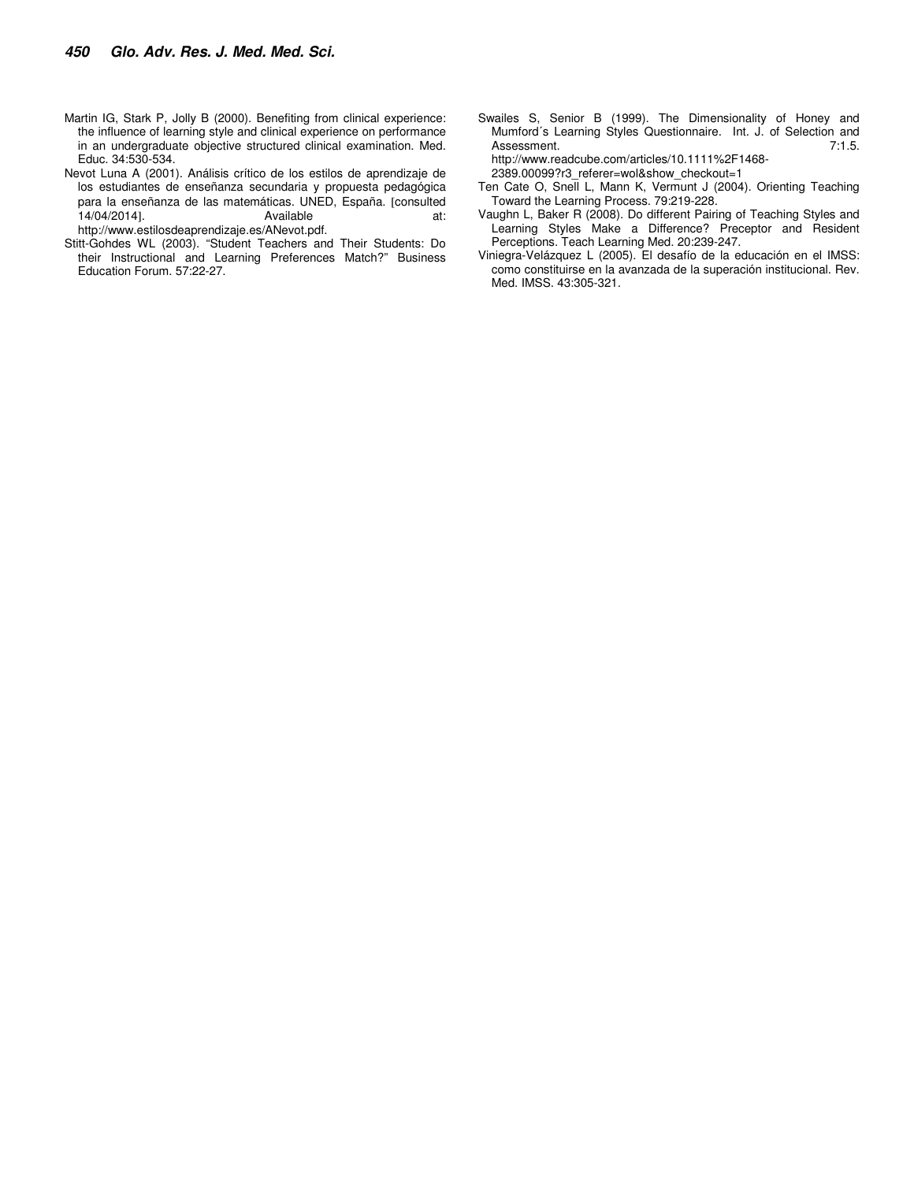Martin IG, Stark P, Jolly B (2000). Benefiting from clinical experience: the influence of learning style and clinical experience on performance in an undergraduate objective structured clinical examination. Med. Educ. 34:530-534.

Nevot Luna A (2001). Análisis crítico de los estilos de aprendizaje de los estudiantes de enseñanza secundaria y propuesta pedagógica para la enseñanza de las matemáticas. UNED, España. [consulted 14/04/2014]. Available at: http://www.estilosdeaprendizaje.es/ANevot.pdf.

Stitt-Gohdes WL (2003). "Student Teachers and Their Students: Do their Instructional and Learning Preferences Match?" Business Education Forum. 57:22-27.

Swailes S, Senior B (1999). The Dimensionality of Honey and Mumford´s Learning Styles Questionnaire. Int. J. of Selection and Assessment. 7:1.5. http://www.readcube.com/articles/10.1111%2F1468-2389.00099?r3_referer=wol&show_checkout=1

Ten Cate O, Snell L, Mann K, Vermunt J (2004). Orienting Teaching Toward the Learning Process. 79:219-228.

Vaughn L, Baker R (2008). Do different Pairing of Teaching Styles and Learning Styles Make a Difference? Preceptor and Resident Perceptions. Teach Learning Med. 20:239-247.

Viniegra-Velázquez L (2005). El desafío de la educación en el IMSS: como constituirse en la avanzada de la superación institucional. Rev. Med. IMSS. 43:305-321.